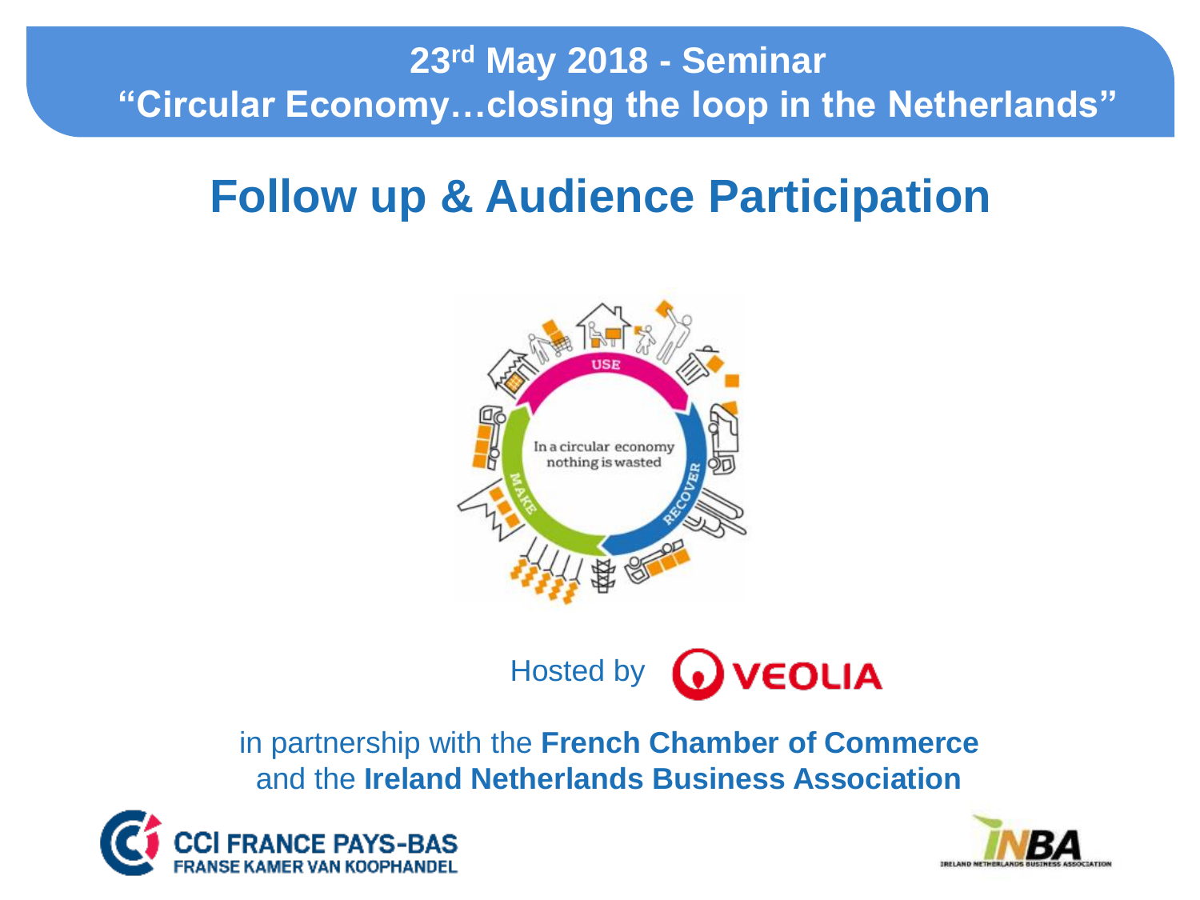23rd May 2018 - Seminar

"Circular Economy…closing the loop in the Netherlands"

# Follow up & Audience Participation

Hosted by VEOLIA

in partnership with the **French Chamber of Commerce** and the **Ireland Netherlands Business Association**

CCI FRANCE PAYS-BAS
FRANSE KAMER VAN KOOPHANDEL

INBA
IRELAND NETHERLANDS BUSINESS ASSOCIATION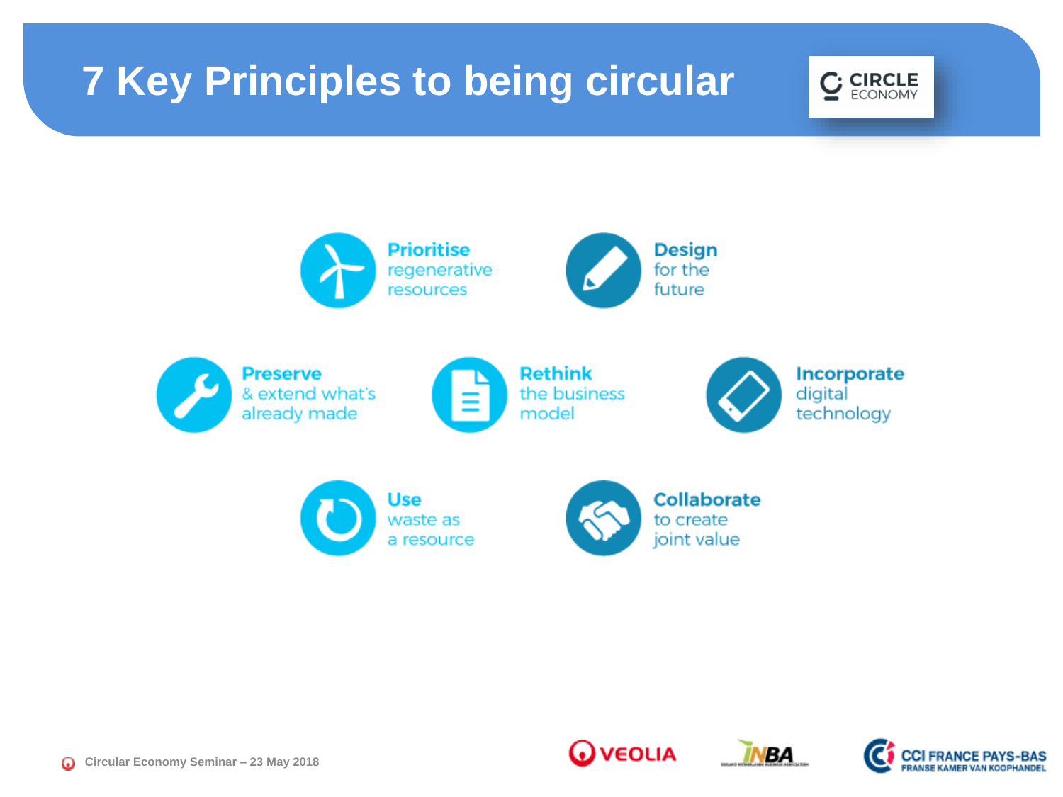# 7 Key Principles to being circular

CIRCLE ECONOMY

- **Prioritise** regenerative resources
- **Design** for the future
- **Preserve** & extend what's already made
- **Rethink** the business model
- **Incorporate** digital technology
- **Use** waste as a resource
- **Collaborate** to create joint value

Circular Economy Seminar – 23 May 2018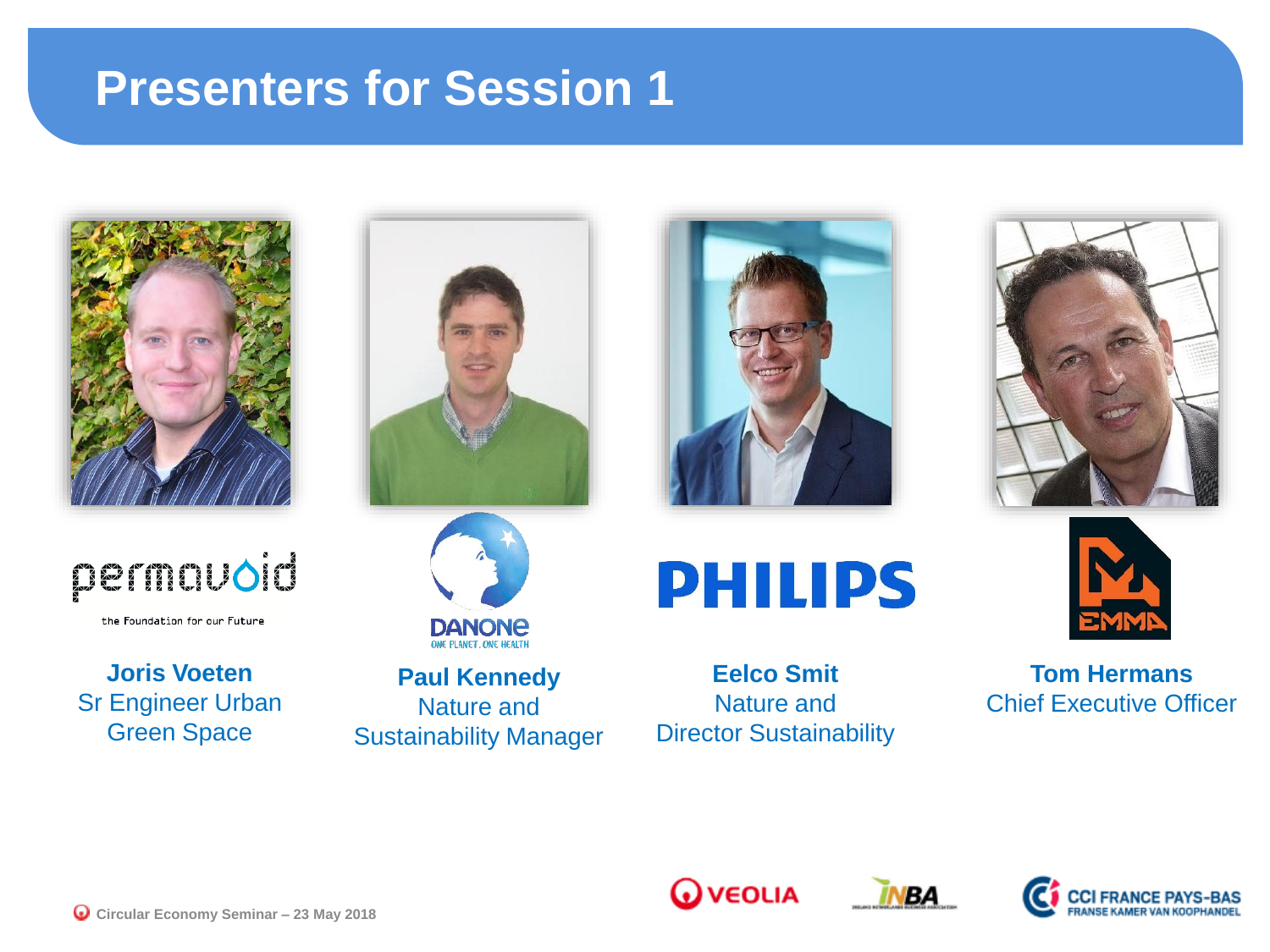# Presenters for Session 1

permavoid
the Foundation for our Future

**Joris Voeten**
Sr Engineer Urban Green Space

DANONE
ONE PLANET. ONE HEALTH

**Paul Kennedy**
Nature and Sustainability Manager

PHILIPS

**Eelco Smit**
Nature and Director Sustainability

EMMA

**Tom Hermans**
Chief Executive Officer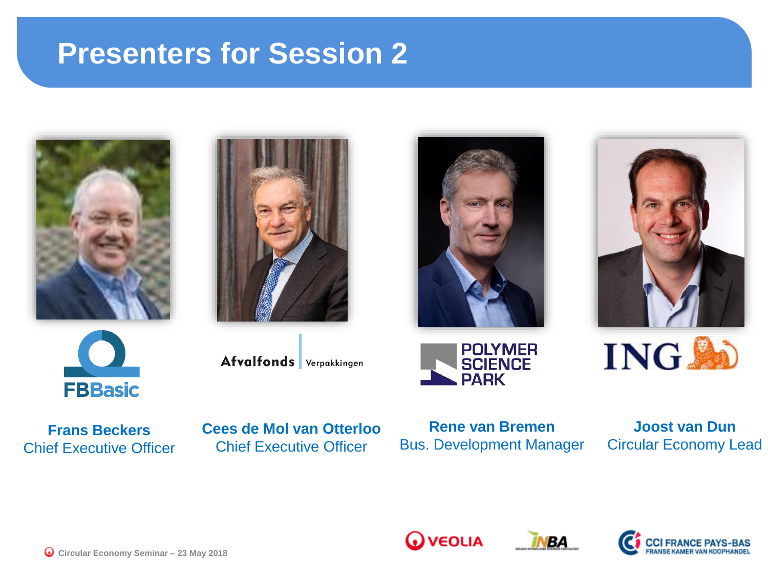# Presenters for Session 2

**Frans Beckers**
Chief Executive Officer

**Cees de Mol van Otterloo**
Chief Executive Officer

**Rene van Bremen**
Bus. Development Manager

**Joost van Dun**
Circular Economy Lead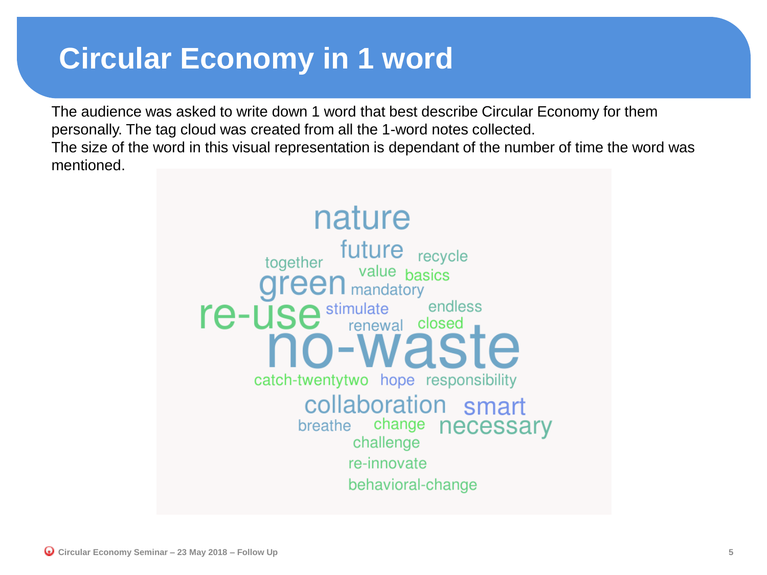# Circular Economy in 1 word

The audience was asked to write down 1 word that best describe Circular Economy for them personally. The tag cloud was created from all the 1-word notes collected.
The size of the word in this visual representation is dependant of the number of time the word was mentioned.

nature
future recycle
together value basics
green mandatory
re-use stimulate endless
renewal closed
no-waste
catch-twentytwo hope responsibility
collaboration smart
breathe change necessary
challenge
re-innovate
behavioral-change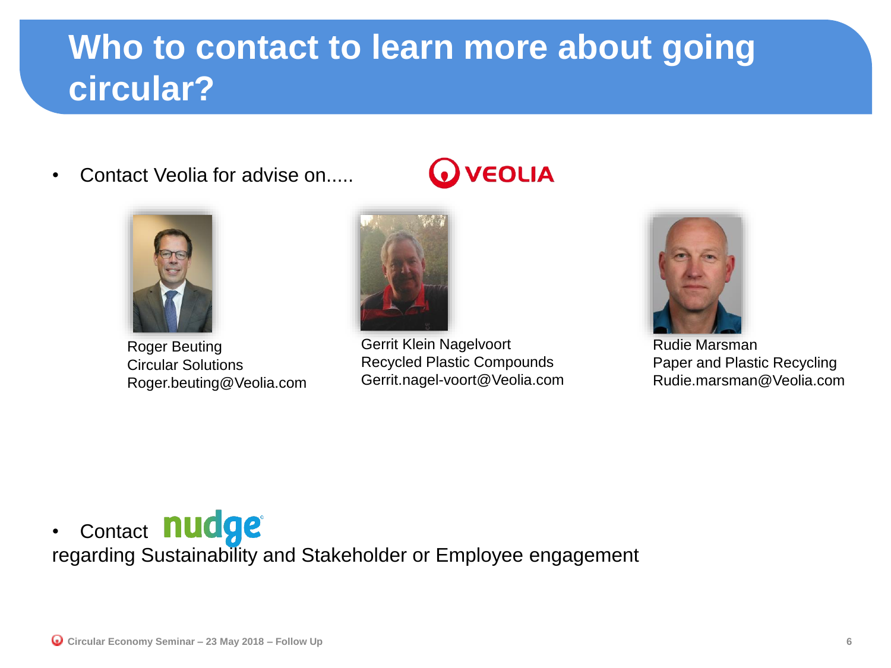# Who to contact to learn more about going circular?

- Contact Veolia for advise on..... VEOLIA

Roger Beuting
Circular Solutions
Roger.beuting@Veolia.com

Gerrit Klein Nagelvoort
Recycled Plastic Compounds
Gerrit.nagel-voort@Veolia.com

Rudie Marsman
Paper and Plastic Recycling
Rudie.marsman@Veolia.com

- Contact nudge
regarding Sustainability and Stakeholder or Employee engagement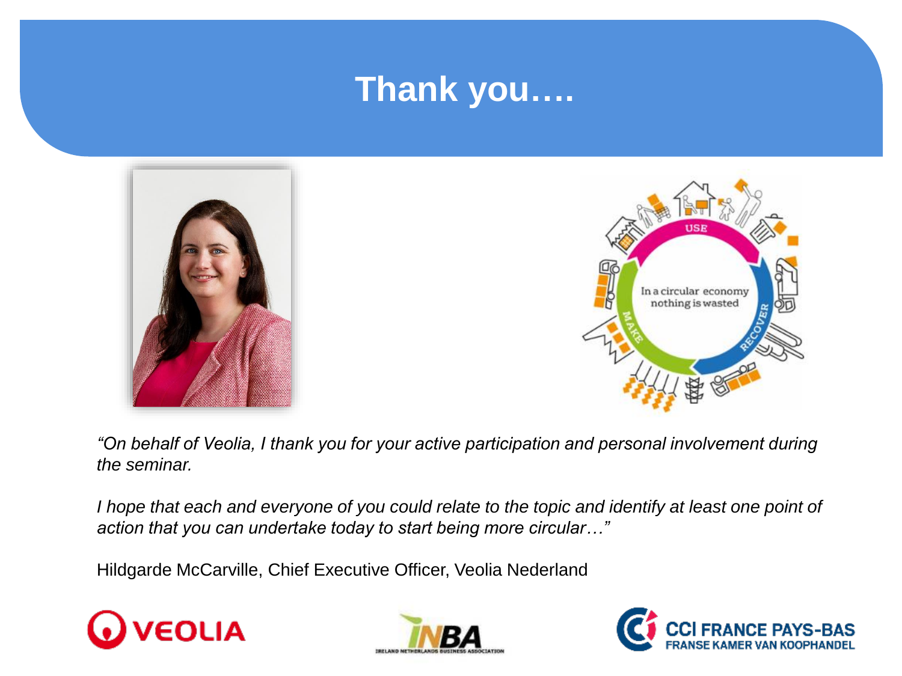# Thank you….

*"On behalf of Veolia, I thank you for your active participation and personal involvement during the seminar.*

*I hope that each and everyone of you could relate to the topic and identify at least one point of action that you can undertake today to start being more circular…"*

Hildgarde McCarville, Chief Executive Officer, Veolia Nederland